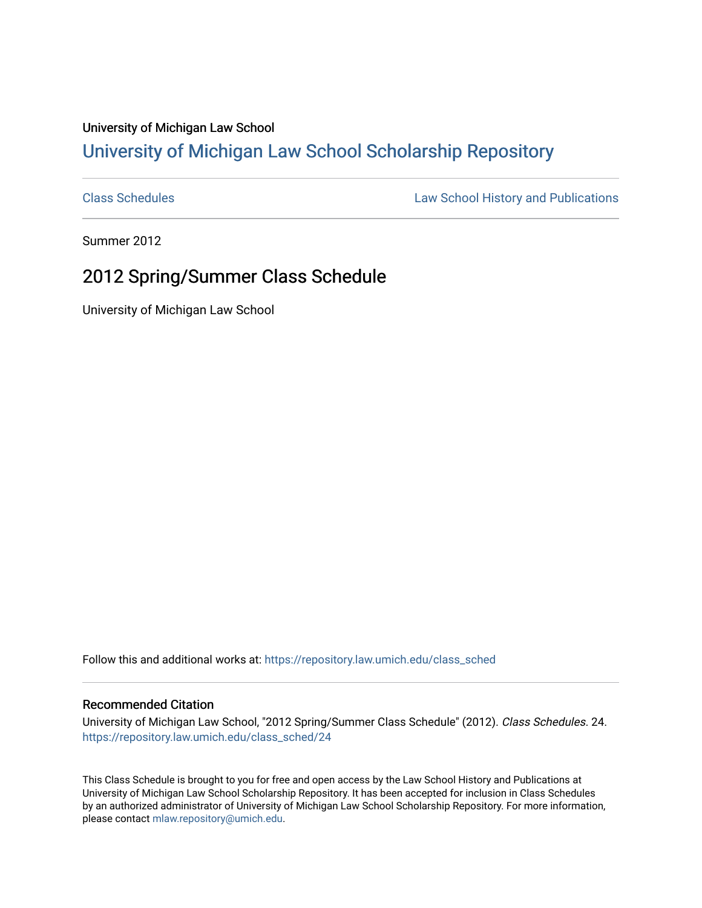University of Michigan Law School

## University of Michigan Law School Scholarship Repository

Class Schedules | Law School History and Publications

Summer 2012

# 2012 Spring/Summer Class Schedule

University of Michigan Law School

Follow this and additional works at: https://repository.law.umich.edu/class_sched

### Recommended Citation

University of Michigan Law School, "2012 Spring/Summer Class Schedule" (2012). *Class Schedules*. 24. https://repository.law.umich.edu/class_sched/24

This Class Schedule is brought to you for free and open access by the Law School History and Publications at University of Michigan Law School Scholarship Repository. It has been accepted for inclusion in Class Schedules by an authorized administrator of University of Michigan Law School Scholarship Repository. For more information, please contact mlaw.repository@umich.edu.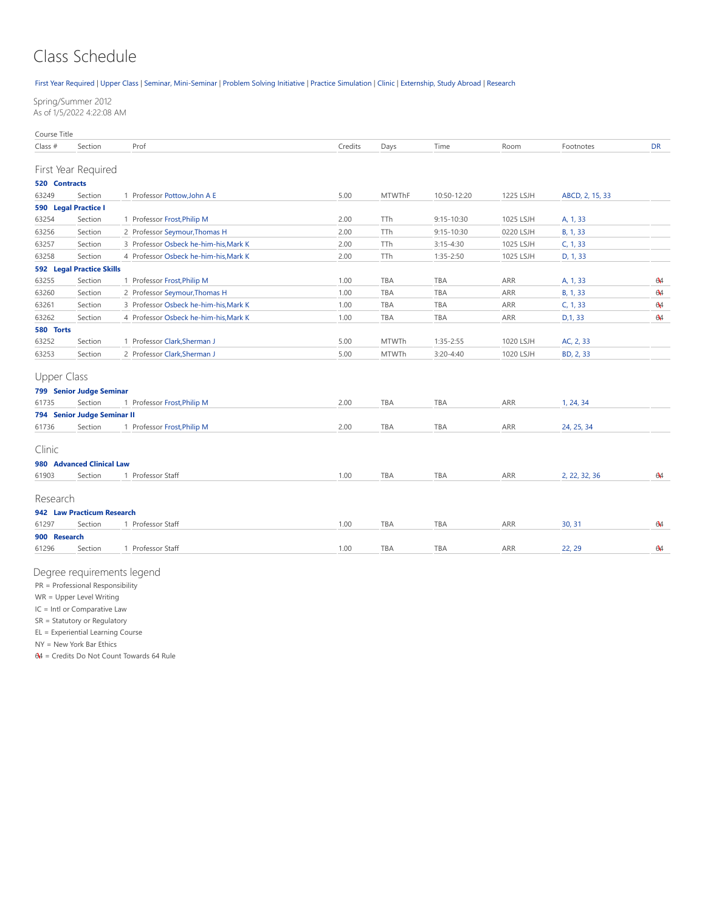# Class Schedule

First Year Required | Upper Class | Seminar, Mini-Seminar | Problem Solving Initiative | Practice Simulation | Clinic | Externship, Study Abroad | Research

Spring/Summer 2012
As of 1/5/2022 4:22:08 AM

| Class # | Section | Prof | Credits | Days | Time | Room | Footnotes | DR |
|---|---|---|---|---|---|---|---|---|
| **First Year Required** | | | | | | | | |
| **520 Contracts** | | | | | | | | |
| 63249 | Section 1 | Professor Pottow,John A E | 5.00 | MTWThF | 10:50-12:20 | 1225 LSJH | ABCD, 2, 15, 33 | |
| **590 Legal Practice I** | | | | | | | | |
| 63254 | Section 1 | Professor Frost,Philip M | 2.00 | TTh | 9:15-10:30 | 1025 LSJH | A, 1, 33 | |
| 63256 | Section 2 | Professor Seymour,Thomas H | 2.00 | TTh | 9:15-10:30 | 0220 LSJH | B, 1, 33 | |
| 63257 | Section 3 | Professor Osbeck he-him-his,Mark K | 2.00 | TTh | 3:15-4:30 | 1025 LSJH | C, 1, 33 | |
| 63258 | Section 4 | Professor Osbeck he-him-his,Mark K | 2.00 | TTh | 1:35-2:50 | 1025 LSJH | D, 1, 33 | |
| **592 Legal Practice Skills** | | | | | | | | |
| 63255 | Section 1 | Professor Frost,Philip M | 1.00 | TBA | TBA | ARR | A, 1, 33 | 64 |
| 63260 | Section 2 | Professor Seymour,Thomas H | 1.00 | TBA | TBA | ARR | B, 1, 33 | 64 |
| 63261 | Section 3 | Professor Osbeck he-him-his,Mark K | 1.00 | TBA | TBA | ARR | C, 1, 33 | 64 |
| 63262 | Section 4 | Professor Osbeck he-him-his,Mark K | 1.00 | TBA | TBA | ARR | D,1, 33 | 64 |
| **580 Torts** | | | | | | | | |
| 63252 | Section 1 | Professor Clark,Sherman J | 5.00 | MTWTh | 1:35-2:55 | 1020 LSJH | AC, 2, 33 | |
| 63253 | Section 2 | Professor Clark,Sherman J | 5.00 | MTWTh | 3:20-4:40 | 1020 LSJH | BD, 2, 33 | |
| **Upper Class** | | | | | | | | |
| **799 Senior Judge Seminar** | | | | | | | | |
| 61735 | Section 1 | Professor Frost,Philip M | 2.00 | TBA | TBA | ARR | 1, 24, 34 | |
| **794 Senior Judge Seminar II** | | | | | | | | |
| 61736 | Section 1 | Professor Frost,Philip M | 2.00 | TBA | TBA | ARR | 24, 25, 34 | |
| **Clinic** | | | | | | | | |
| **980 Advanced Clinical Law** | | | | | | | | |
| 61903 | Section 1 | Professor Staff | 1.00 | TBA | TBA | ARR | 2, 22, 32, 36 | 64 |
| **Research** | | | | | | | | |
| **942 Law Practicum Research** | | | | | | | | |
| 61297 | Section 1 | Professor Staff | 1.00 | TBA | TBA | ARR | 30, 31 | 64 |
| **900 Research** | | | | | | | | |
| 61296 | Section 1 | Professor Staff | 1.00 | TBA | TBA | ARR | 22, 29 | 64 |

## Degree requirements legend

PR = Professional Responsibility
WR = Upper Level Writing
IC = Intl or Comparative Law
SR = Statutory or Regulatory
EL = Experiential Learning Course
NY = New York Bar Ethics
64 = Credits Do Not Count Towards 64 Rule